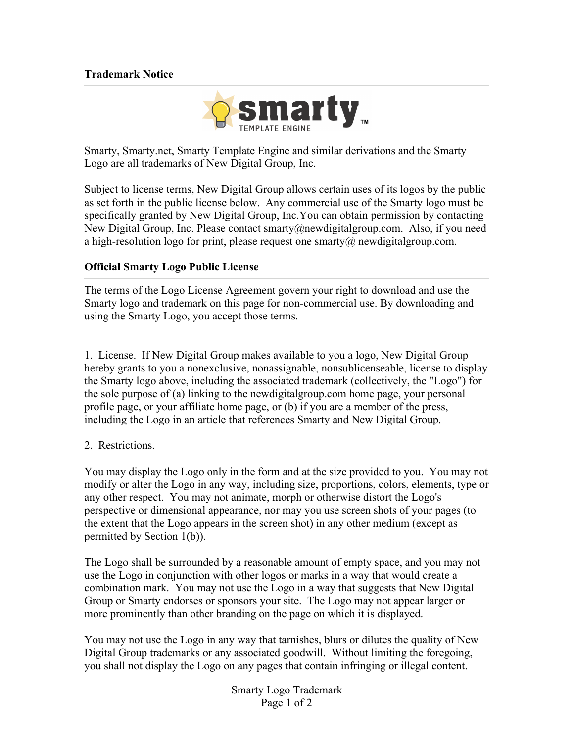## Trademark Notice

Smarty, Smarty.net, Smarty Template Engine and similar derivations and the Smarty Logo are all trademarks of New Digital Group, Inc.

Subject to license terms, New Digital Group allows certain uses of its logos by the public as set forth in the public license below. Any commercial use of the Smarty logo must be specifically granted by New Digital Group, Inc.You can obtain permission by contacting New Digital Group, Inc. Please contact smarty@newdigitalgroup.com. Also, if you need a high-resolution logo for print, please request one smarty@ newdigitalgroup.com.

## Official Smarty Logo Public License

The terms of the Logo License Agreement govern your right to download and use the Smarty logo and trademark on this page for non-commercial use. By downloading and using the Smarty Logo, you accept those terms.

1. License. If New Digital Group makes available to you a logo, New Digital Group hereby grants to you a nonexclusive, nonassignable, nonsublicenseable, license to display the Smarty logo above, including the associated trademark (collectively, the "Logo") for the sole purpose of (a) linking to the newdigitalgroup.com home page, your personal profile page, or your affiliate home page, or (b) if you are a member of the press, including the Logo in an article that references Smarty and New Digital Group.

2. Restrictions.

You may display the Logo only in the form and at the size provided to you. You may not modify or alter the Logo in any way, including size, proportions, colors, elements, type or any other respect. You may not animate, morph or otherwise distort the Logo's perspective or dimensional appearance, nor may you use screen shots of your pages (to the extent that the Logo appears in the screen shot) in any other medium (except as permitted by Section 1(b)).

The Logo shall be surrounded by a reasonable amount of empty space, and you may not use the Logo in conjunction with other logos or marks in a way that would create a combination mark. You may not use the Logo in a way that suggests that New Digital Group or Smarty endorses or sponsors your site. The Logo may not appear larger or more prominently than other branding on the page on which it is displayed.

You may not use the Logo in any way that tarnishes, blurs or dilutes the quality of New Digital Group trademarks or any associated goodwill. Without limiting the foregoing, you shall not display the Logo on any pages that contain infringing or illegal content.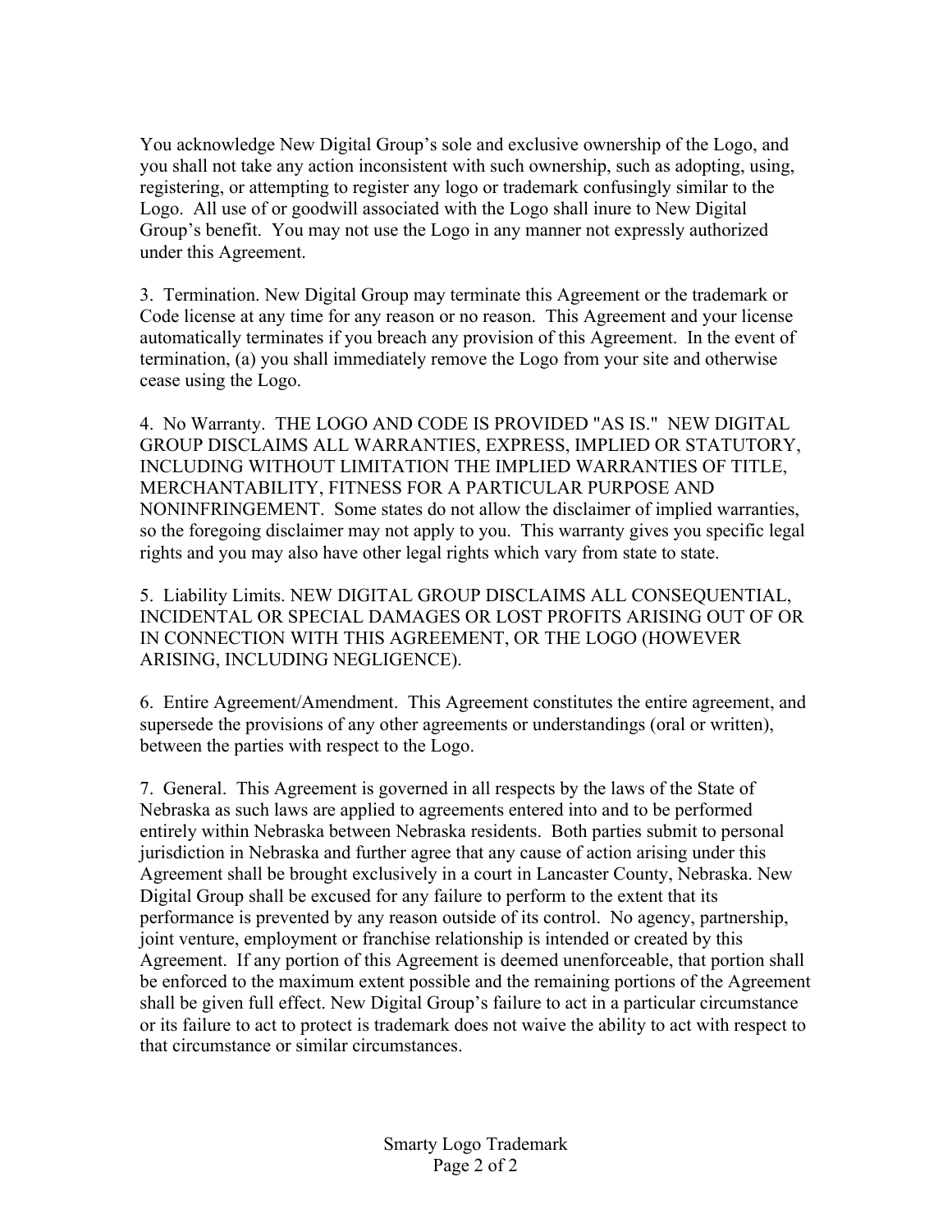You acknowledge New Digital Group's sole and exclusive ownership of the Logo, and you shall not take any action inconsistent with such ownership, such as adopting, using, registering, or attempting to register any logo or trademark confusingly similar to the Logo. All use of or goodwill associated with the Logo shall inure to New Digital Group's benefit. You may not use the Logo in any manner not expressly authorized under this Agreement.

3. Termination. New Digital Group may terminate this Agreement or the trademark or Code license at any time for any reason or no reason. This Agreement and your license automatically terminates if you breach any provision of this Agreement. In the event of termination, (a) you shall immediately remove the Logo from your site and otherwise cease using the Logo.

4. No Warranty. THE LOGO AND CODE IS PROVIDED "AS IS." NEW DIGITAL GROUP DISCLAIMS ALL WARRANTIES, EXPRESS, IMPLIED OR STATUTORY, INCLUDING WITHOUT LIMITATION THE IMPLIED WARRANTIES OF TITLE, MERCHANTABILITY, FITNESS FOR A PARTICULAR PURPOSE AND NONINFRINGEMENT. Some states do not allow the disclaimer of implied warranties, so the foregoing disclaimer may not apply to you. This warranty gives you specific legal rights and you may also have other legal rights which vary from state to state.

5. Liability Limits. NEW DIGITAL GROUP DISCLAIMS ALL CONSEQUENTIAL, INCIDENTAL OR SPECIAL DAMAGES OR LOST PROFITS ARISING OUT OF OR IN CONNECTION WITH THIS AGREEMENT, OR THE LOGO (HOWEVER ARISING, INCLUDING NEGLIGENCE).

6. Entire Agreement/Amendment. This Agreement constitutes the entire agreement, and supersede the provisions of any other agreements or understandings (oral or written), between the parties with respect to the Logo.

7. General. This Agreement is governed in all respects by the laws of the State of Nebraska as such laws are applied to agreements entered into and to be performed entirely within Nebraska between Nebraska residents. Both parties submit to personal jurisdiction in Nebraska and further agree that any cause of action arising under this Agreement shall be brought exclusively in a court in Lancaster County, Nebraska. New Digital Group shall be excused for any failure to perform to the extent that its performance is prevented by any reason outside of its control. No agency, partnership, joint venture, employment or franchise relationship is intended or created by this Agreement. If any portion of this Agreement is deemed unenforceable, that portion shall be enforced to the maximum extent possible and the remaining portions of the Agreement shall be given full effect. New Digital Group's failure to act in a particular circumstance or its failure to act to protect is trademark does not waive the ability to act with respect to that circumstance or similar circumstances.